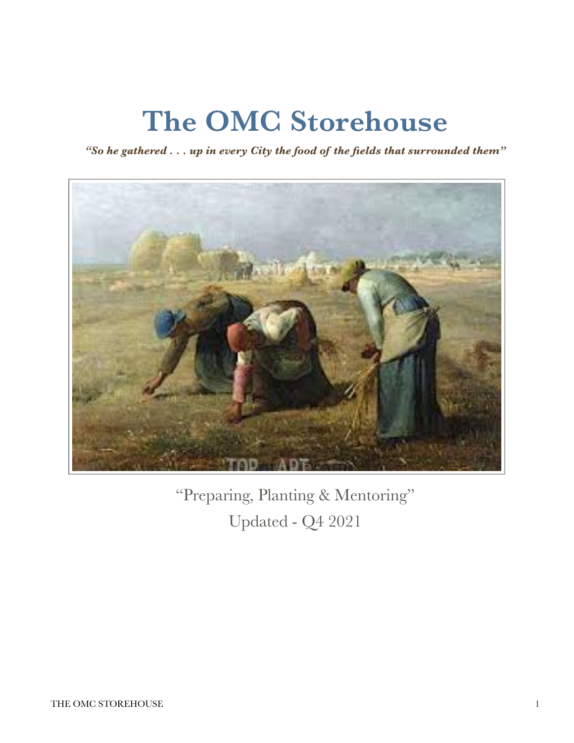# The OMC Storehouse

***"So he gathered . . . up in every City the food of the fields that surrounded them"***

"Preparing, Planting & Mentoring"

Updated - Q4 2021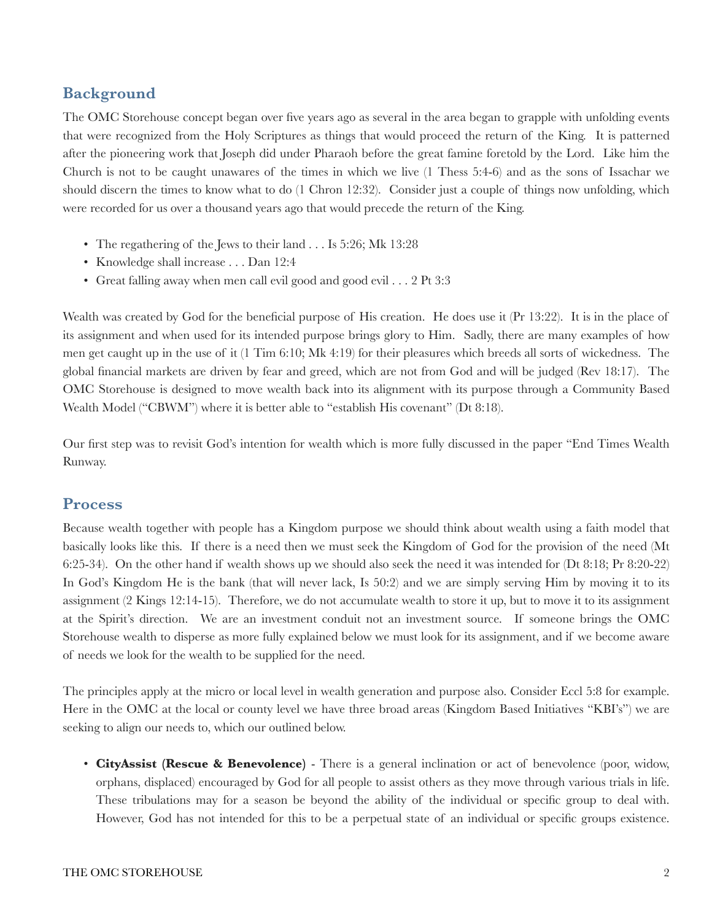## Background

The OMC Storehouse concept began over five years ago as several in the area began to grapple with unfolding events that were recognized from the Holy Scriptures as things that would proceed the return of the King. It is patterned after the pioneering work that Joseph did under Pharaoh before the great famine foretold by the Lord. Like him the Church is not to be caught unawares of the times in which we live (1 Thess 5:4-6) and as the sons of Issachar we should discern the times to know what to do (1 Chron 12:32). Consider just a couple of things now unfolding, which were recorded for us over a thousand years ago that would precede the return of the King.

- The regathering of the Jews to their land . . . Is 5:26; Mk 13:28
- Knowledge shall increase . . . Dan 12:4
- Great falling away when men call evil good and good evil . . . 2 Pt 3:3

Wealth was created by God for the beneficial purpose of His creation. He does use it (Pr 13:22). It is in the place of its assignment and when used for its intended purpose brings glory to Him. Sadly, there are many examples of how men get caught up in the use of it (1 Tim 6:10; Mk 4:19) for their pleasures which breeds all sorts of wickedness. The global financial markets are driven by fear and greed, which are not from God and will be judged (Rev 18:17). The OMC Storehouse is designed to move wealth back into its alignment with its purpose through a Community Based Wealth Model ("CBWM") where it is better able to "establish His covenant" (Dt 8:18).

Our first step was to revisit God's intention for wealth which is more fully discussed in the paper "End Times Wealth Runway.

## Process

Because wealth together with people has a Kingdom purpose we should think about wealth using a faith model that basically looks like this. If there is a need then we must seek the Kingdom of God for the provision of the need (Mt 6:25-34). On the other hand if wealth shows up we should also seek the need it was intended for (Dt 8:18; Pr 8:20-22) In God's Kingdom He is the bank (that will never lack, Is 50:2) and we are simply serving Him by moving it to its assignment (2 Kings 12:14-15). Therefore, we do not accumulate wealth to store it up, but to move it to its assignment at the Spirit's direction. We are an investment conduit not an investment source. If someone brings the OMC Storehouse wealth to disperse as more fully explained below we must look for its assignment, and if we become aware of needs we look for the wealth to be supplied for the need.

The principles apply at the micro or local level in wealth generation and purpose also. Consider Eccl 5:8 for example. Here in the OMC at the local or county level we have three broad areas (Kingdom Based Initiatives "KBI's") we are seeking to align our needs to, which our outlined below.

- **CityAssist (Rescue & Benevolence)** - There is a general inclination or act of benevolence (poor, widow, orphans, displaced) encouraged by God for all people to assist others as they move through various trials in life. These tribulations may for a season be beyond the ability of the individual or specific group to deal with. However, God has not intended for this to be a perpetual state of an individual or specific groups existence.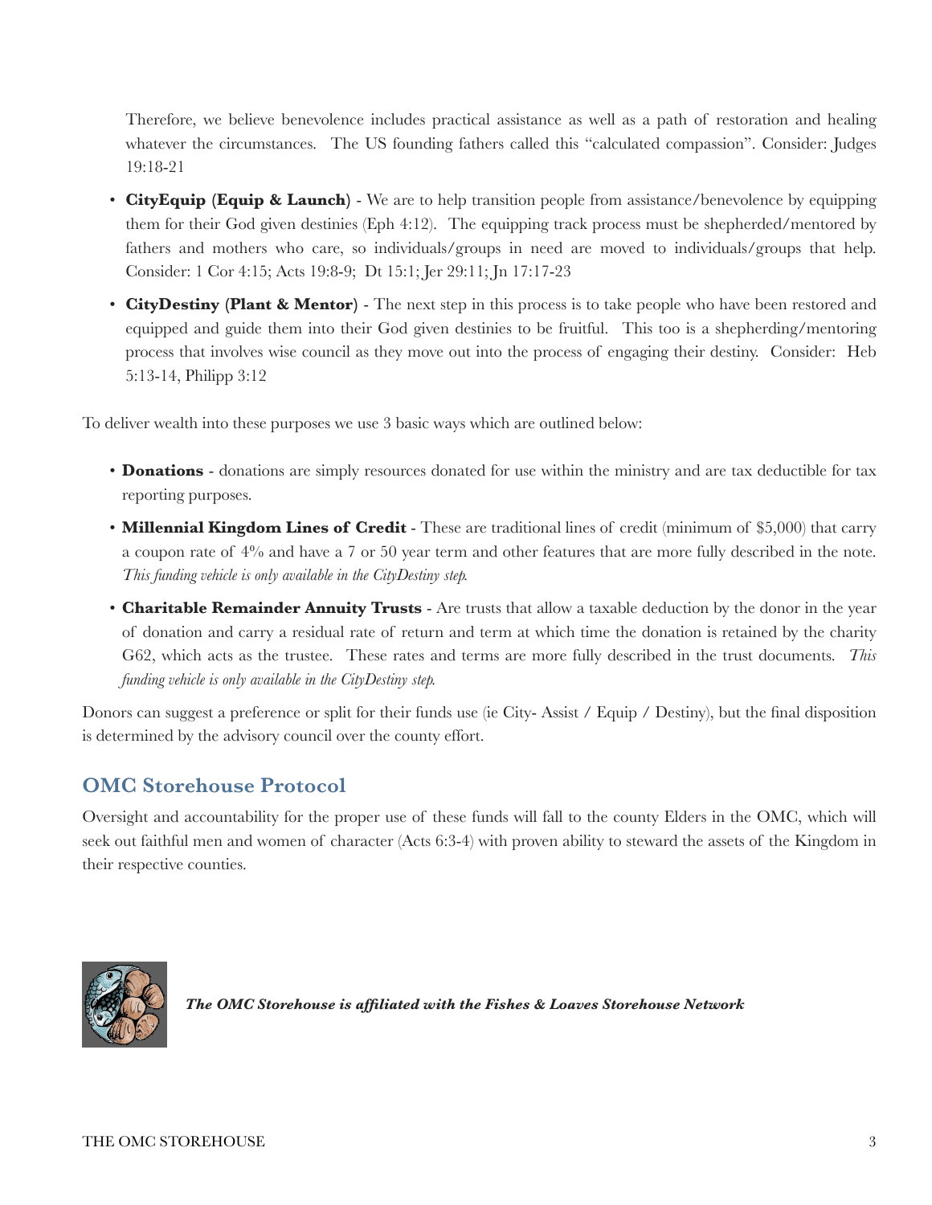Therefore, we believe benevolence includes practical assistance as well as a path of restoration and healing whatever the circumstances. The US founding fathers called this "calculated compassion". Consider: Judges 19:18-21

- **CityEquip (Equip & Launch)** - We are to help transition people from assistance/benevolence by equipping them for their God given destinies (Eph 4:12). The equipping track process must be shepherded/mentored by fathers and mothers who care, so individuals/groups in need are moved to individuals/groups that help. Consider: 1 Cor 4:15; Acts 19:8-9; Dt 15:1; Jer 29:11; Jn 17:17-23
- **CityDestiny (Plant & Mentor)** - The next step in this process is to take people who have been restored and equipped and guide them into their God given destinies to be fruitful. This too is a shepherding/mentoring process that involves wise council as they move out into the process of engaging their destiny. Consider: Heb 5:13-14, Philipp 3:12

To deliver wealth into these purposes we use 3 basic ways which are outlined below:

- **Donations** - donations are simply resources donated for use within the ministry and are tax deductible for tax reporting purposes.
- **Millennial Kingdom Lines of Credit** - These are traditional lines of credit (minimum of $5,000) that carry a coupon rate of 4% and have a 7 or 50 year term and other features that are more fully described in the note. *This funding vehicle is only available in the CityDestiny step.*
- **Charitable Remainder Annuity Trusts** - Are trusts that allow a taxable deduction by the donor in the year of donation and carry a residual rate of return and term at which time the donation is retained by the charity G62, which acts as the trustee. These rates and terms are more fully described in the trust documents. *This funding vehicle is only available in the CityDestiny step.*

Donors can suggest a preference or split for their funds use (ie City- Assist / Equip / Destiny), but the final disposition is determined by the advisory council over the county effort.

## OMC Storehouse Protocol

Oversight and accountability for the proper use of these funds will fall to the county Elders in the OMC, which will seek out faithful men and women of character (Acts 6:3-4) with proven ability to steward the assets of the Kingdom in their respective counties.

***The OMC Storehouse is affiliated with the Fishes & Loaves Storehouse Network***